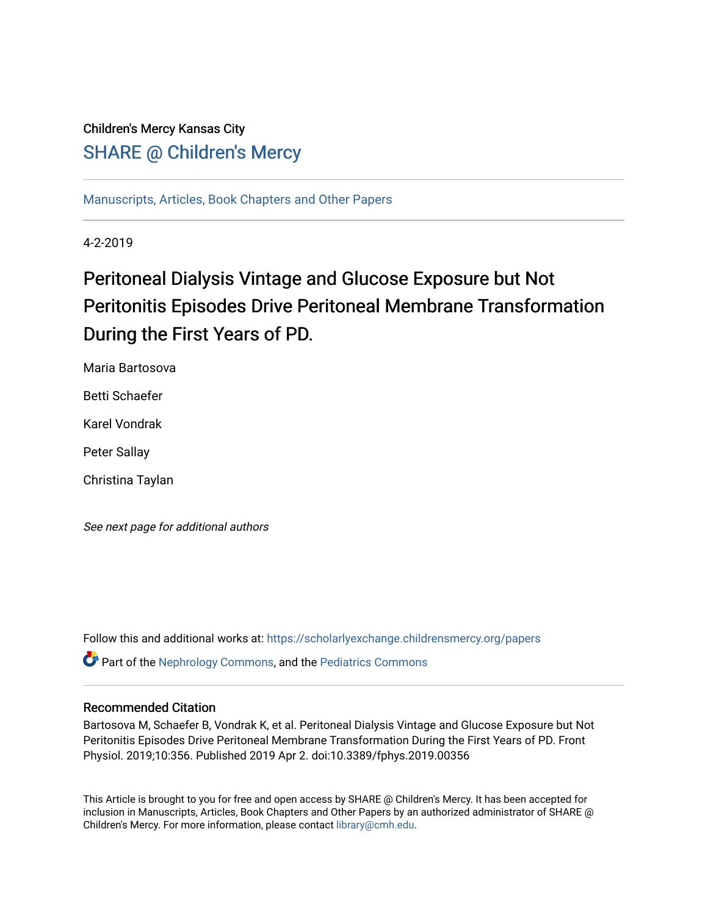Children's Mercy Kansas City

SHARE @ Children's Mercy

Manuscripts, Articles, Book Chapters and Other Papers

4-2-2019

# Peritoneal Dialysis Vintage and Glucose Exposure but Not Peritonitis Episodes Drive Peritoneal Membrane Transformation During the First Years of PD.

Maria Bartosova

Betti Schaefer

Karel Vondrak

Peter Sallay

Christina Taylan

*See next page for additional authors*

Follow this and additional works at: https://scholarlyexchange.childrensmercy.org/papers

Part of the Nephrology Commons, and the Pediatrics Commons

## Recommended Citation

Bartosova M, Schaefer B, Vondrak K, et al. Peritoneal Dialysis Vintage and Glucose Exposure but Not Peritonitis Episodes Drive Peritoneal Membrane Transformation During the First Years of PD. Front Physiol. 2019;10:356. Published 2019 Apr 2. doi:10.3389/fphys.2019.00356

This Article is brought to you for free and open access by SHARE @ Children's Mercy. It has been accepted for inclusion in Manuscripts, Articles, Book Chapters and Other Papers by an authorized administrator of SHARE @ Children's Mercy. For more information, please contact library@cmh.edu.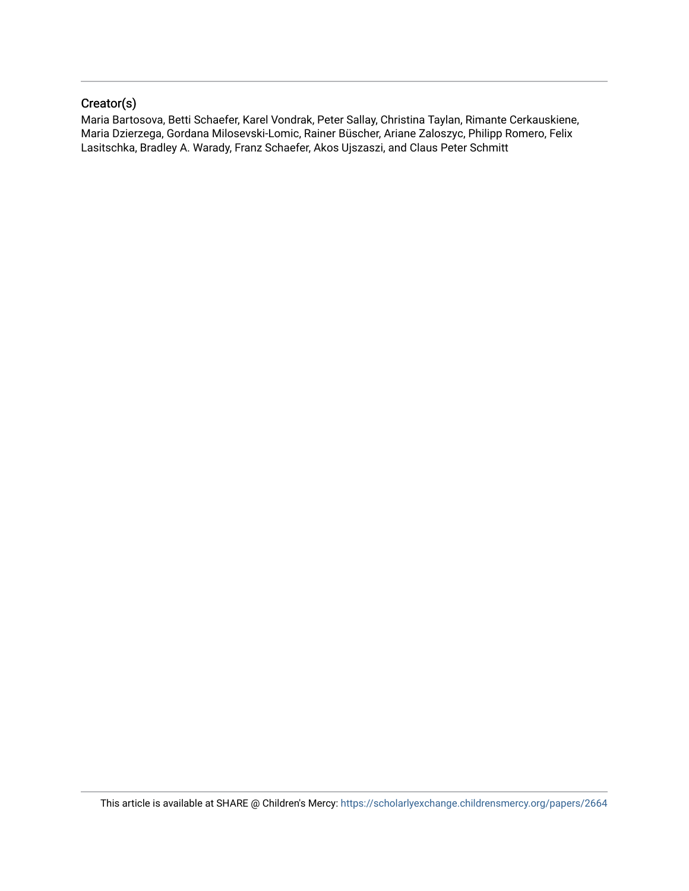## Creator(s)

Maria Bartosova, Betti Schaefer, Karel Vondrak, Peter Sallay, Christina Taylan, Rimante Cerkauskiene, Maria Dzierzega, Gordana Milosevski-Lomic, Rainer Büscher, Ariane Zaloszyc, Philipp Romero, Felix Lasitschka, Bradley A. Warady, Franz Schaefer, Akos Ujszaszi, and Claus Peter Schmitt

This article is available at SHARE @ Children's Mercy: https://scholarlyexchange.childrensmercy.org/papers/2664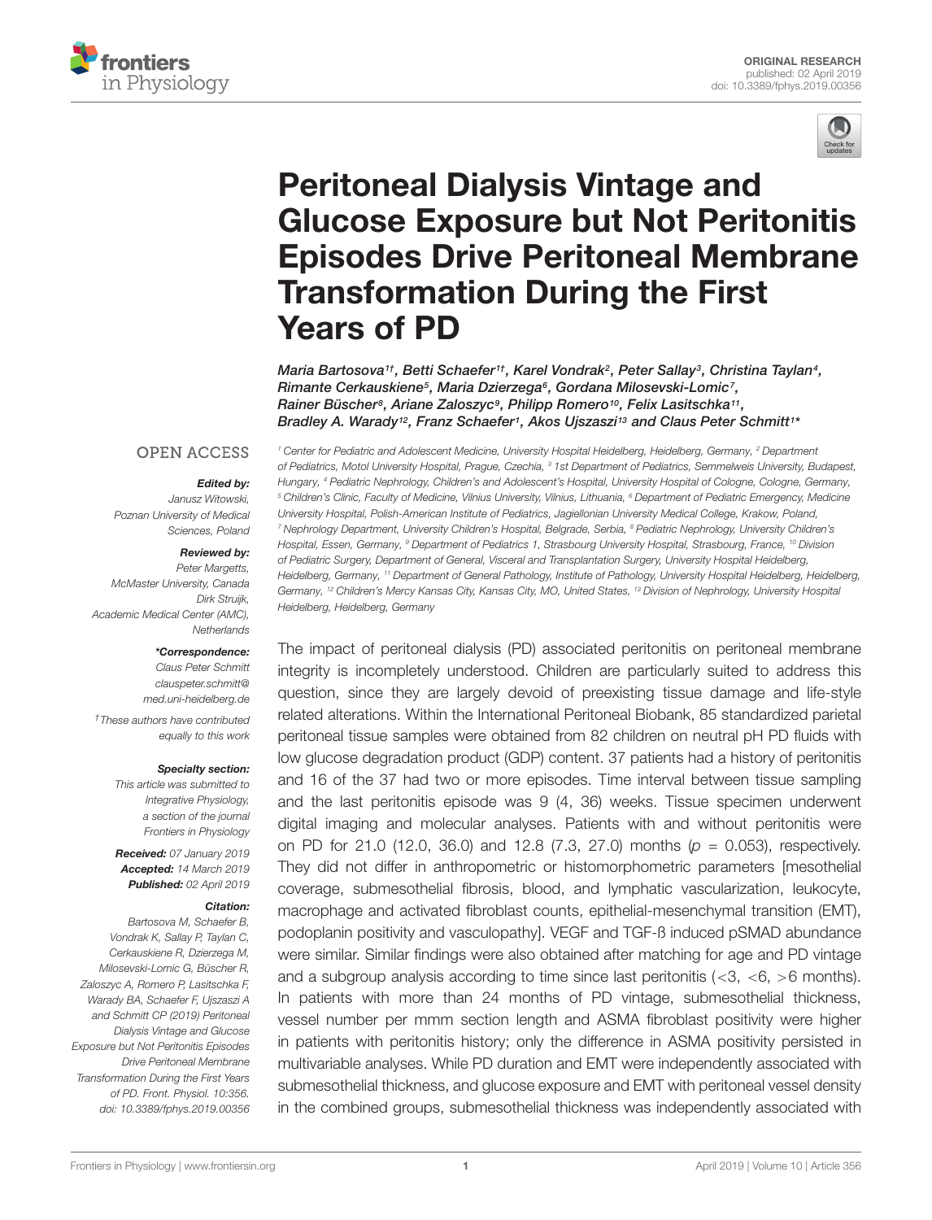**ORIGINAL RESEARCH**
published: 02 April 2019
doi: 10.3389/fphys.2019.00356

# Peritoneal Dialysis Vintage and Glucose Exposure but Not Peritonitis Episodes Drive Peritoneal Membrane Transformation During the First Years of PD

*Maria Bartosova[1†], Betti Schaefer[1†], Karel Vondrak[2], Peter Sallay[3], Christina Taylan[4], Rimante Cerkauskiene[5], Maria Dzierzega[6], Gordana Milosevski-Lomic[7], Rainer Büscher[8], Ariane Zaloszyc[9], Philipp Romero[10], Felix Lasitschka[11], Bradley A. Warady[12], Franz Schaefer[1], Akos Ujszaszi[13] and Claus Peter Schmitt[1]\**

[1] Center for Pediatric and Adolescent Medicine, University Hospital Heidelberg, Heidelberg, Germany, [2] Department of Pediatrics, Motol University Hospital, Prague, Czechia, [3] 1st Department of Pediatrics, Semmelweis University, Budapest, Hungary, [4] Pediatric Nephrology, Children's and Adolescent's Hospital, University Hospital of Cologne, Cologne, Germany, [5] Children's Clinic, Faculty of Medicine, Vilnius University, Vilnius, Lithuania, [6] Department of Pediatric Emergency, Medicine University Hospital, Polish-American Institute of Pediatrics, Jagiellonian University Medical College, Krakow, Poland, [7] Nephrology Department, University Children's Hospital, Belgrade, Serbia, [8] Pediatric Nephrology, University Children's Hospital, Essen, Germany, [9] Department of Pediatrics 1, Strasbourg University Hospital, Strasbourg, France, [10] Division of Pediatric Surgery, Department of General, Visceral and Transplantation Surgery, University Hospital Heidelberg, Heidelberg, Germany, [11] Department of General Pathology, Institute of Pathology, University Hospital Heidelberg, Heidelberg, Germany, [12] Children's Mercy Kansas City, Kansas City, MO, United States, [13] Division of Nephrology, University Hospital Heidelberg, Heidelberg, Germany

OPEN ACCESS

**Edited by:**
Janusz Witowski,
Poznan University of Medical Sciences, Poland

**Reviewed by:**
Peter Margetts,
McMaster University, Canada
Dirk Struijk,
Academic Medical Center (AMC), Netherlands

**\*Correspondence:**
Claus Peter Schmitt
clauspeter.schmitt@med.uni-heidelberg.de

† These authors have contributed equally to this work

**Specialty section:**
This article was submitted to Integrative Physiology, a section of the journal Frontiers in Physiology

**Received:** 07 January 2019
**Accepted:** 14 March 2019
**Published:** 02 April 2019

**Citation:**
Bartosova M, Schaefer B, Vondrak K, Sallay P, Taylan C, Cerkauskiene R, Dzierzega M, Milosevski-Lomic G, Büscher R, Zaloszyc A, Romero P, Lasitschka F, Warady BA, Schaefer F, Ujszaszi A and Schmitt CP (2019) Peritoneal Dialysis Vintage and Glucose Exposure but Not Peritonitis Episodes Drive Peritoneal Membrane Transformation During the First Years of PD. Front. Physiol. 10:356. doi: 10.3389/fphys.2019.00356

The impact of peritoneal dialysis (PD) associated peritonitis on peritoneal membrane integrity is incompletely understood. Children are particularly suited to address this question, since they are largely devoid of preexisting tissue damage and life-style related alterations. Within the International Peritoneal Biobank, 85 standardized parietal peritoneal tissue samples were obtained from 82 children on neutral pH PD fluids with low glucose degradation product (GDP) content. 37 patients had a history of peritonitis and 16 of the 37 had two or more episodes. Time interval between tissue sampling and the last peritonitis episode was 9 (4, 36) weeks. Tissue specimen underwent digital imaging and molecular analyses. Patients with and without peritonitis were on PD for 21.0 (12.0, 36.0) and 12.8 (7.3, 27.0) months ($p = 0.053$), respectively. They did not differ in anthropometric or histomorphometric parameters [mesothelial coverage, submesothelial fibrosis, blood, and lymphatic vascularization, leukocyte, macrophage and activated fibroblast counts, epithelial-mesenchymal transition (EMT), podoplanin positivity and vasculopathy]. VEGF and TGF-ß induced pSMAD abundance were similar. Similar findings were also obtained after matching for age and PD vintage and a subgroup analysis according to time since last peritonitis (<3, <6, >6 months). In patients with more than 24 months of PD vintage, submesothelial thickness, vessel number per mmm section length and ASMA fibroblast positivity were higher in patients with peritonitis history; only the difference in ASMA positivity persisted in multivariable analyses. While PD duration and EMT were independently associated with submesothelial thickness, and glucose exposure and EMT with peritoneal vessel density in the combined groups, submesothelial thickness was independently associated with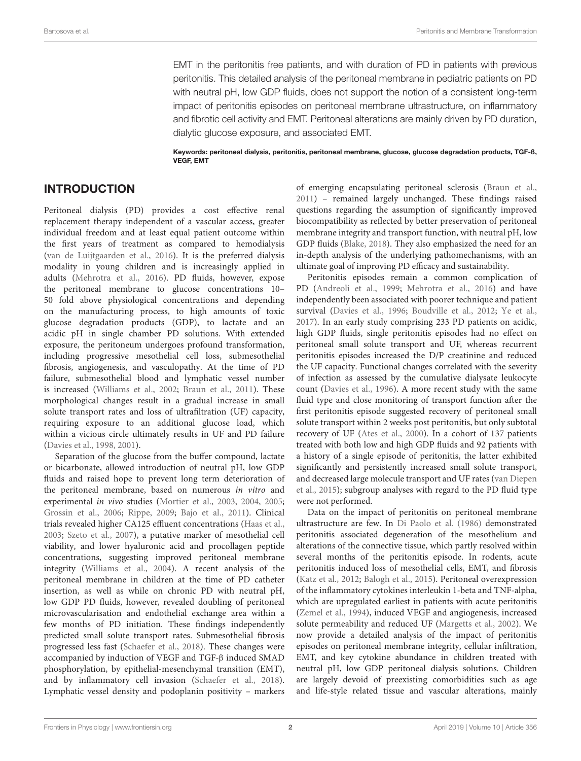EMT in the peritonitis free patients, and with duration of PD in patients with previous peritonitis. This detailed analysis of the peritoneal membrane in pediatric patients on PD with neutral pH, low GDP fluids, does not support the notion of a consistent long-term impact of peritonitis episodes on peritoneal membrane ultrastructure, on inflammatory and fibrotic cell activity and EMT. Peritoneal alterations are mainly driven by PD duration, dialytic glucose exposure, and associated EMT.

**Keywords: peritoneal dialysis, peritonitis, peritoneal membrane, glucose, glucose degradation products, TGF-ß, VEGF, EMT**

## INTRODUCTION

Peritoneal dialysis (PD) provides a cost effective renal replacement therapy independent of a vascular access, greater individual freedom and at least equal patient outcome within the first years of treatment as compared to hemodialysis (van de Luijtgaarden et al., 2016). It is the preferred dialysis modality in young children and is increasingly applied in adults (Mehrotra et al., 2016). PD fluids, however, expose the peritoneal membrane to glucose concentrations 10–50 fold above physiological concentrations and depending on the manufacturing process, to high amounts of toxic glucose degradation products (GDP), to lactate and an acidic pH in single chamber PD solutions. With extended exposure, the peritoneum undergoes profound transformation, including progressive mesothelial cell loss, submesothelial fibrosis, angiogenesis, and vasculopathy. At the time of PD failure, submesothelial blood and lymphatic vessel number is increased (Williams et al., 2002; Braun et al., 2011). These morphological changes result in a gradual increase in small solute transport rates and loss of ultrafiltration (UF) capacity, requiring exposure to an additional glucose load, which within a vicious circle ultimately results in UF and PD failure (Davies et al., 1998, 2001).

Separation of the glucose from the buffer compound, lactate or bicarbonate, allowed introduction of neutral pH, low GDP fluids and raised hope to prevent long term deterioration of the peritoneal membrane, based on numerous *in vitro* and experimental *in vivo* studies (Mortier et al., 2003, 2004, 2005; Grossin et al., 2006; Rippe, 2009; Bajo et al., 2011). Clinical trials revealed higher CA125 effluent concentrations (Haas et al., 2003; Szeto et al., 2007), a putative marker of mesothelial cell viability, and lower hyaluronic acid and procollagen peptide concentrations, suggesting improved peritoneal membrane integrity (Williams et al., 2004). A recent analysis of the peritoneal membrane in children at the time of PD catheter insertion, as well as while on chronic PD with neutral pH, low GDP PD fluids, however, revealed doubling of peritoneal microvascularisation and endothelial exchange area within a few months of PD initiation. These findings independently predicted small solute transport rates. Submesothelial fibrosis progressed less fast (Schaefer et al., 2018). These changes were accompanied by induction of VEGF and TGF-β induced SMAD phosphorylation, by epithelial-mesenchymal transition (EMT), and by inflammatory cell invasion (Schaefer et al., 2018). Lymphatic vessel density and podoplanin positivity – markers of emerging encapsulating peritoneal sclerosis (Braun et al., 2011) – remained largely unchanged. These findings raised questions regarding the assumption of significantly improved biocompatibility as reflected by better preservation of peritoneal membrane integrity and transport function, with neutral pH, low GDP fluids (Blake, 2018). They also emphasized the need for an in-depth analysis of the underlying pathomechanisms, with an ultimate goal of improving PD efficacy and sustainability.

Peritonitis episodes remain a common complication of PD (Andreoli et al., 1999; Mehrotra et al., 2016) and have independently been associated with poorer technique and patient survival (Davies et al., 1996; Boudville et al., 2012; Ye et al., 2017). In an early study comprising 233 PD patients on acidic, high GDP fluids, single peritonitis episodes had no effect on peritoneal small solute transport and UF, whereas recurrent peritonitis episodes increased the D/P creatinine and reduced the UF capacity. Functional changes correlated with the severity of infection as assessed by the cumulative dialysate leukocyte count (Davies et al., 1996). A more recent study with the same fluid type and close monitoring of transport function after the first peritonitis episode suggested recovery of peritoneal small solute transport within 2 weeks post peritonitis, but only subtotal recovery of UF (Ates et al., 2000). In a cohort of 137 patients treated with both low and high GDP fluids and 92 patients with a history of a single episode of peritonitis, the latter exhibited significantly and persistently increased small solute transport, and decreased large molecule transport and UF rates (van Diepen et al., 2015); subgroup analyses with regard to the PD fluid type were not performed.

Data on the impact of peritonitis on peritoneal membrane ultrastructure are few. In Di Paolo et al. (1986) demonstrated peritonitis associated degeneration of the mesothelium and alterations of the connective tissue, which partly resolved within several months of the peritonitis episode. In rodents, acute peritonitis induced loss of mesothelial cells, EMT, and fibrosis (Katz et al., 2012; Balogh et al., 2015). Peritoneal overexpression of the inflammatory cytokines interleukin 1-beta and TNF-alpha, which are upregulated earliest in patients with acute peritonitis (Zemel et al., 1994), induced VEGF and angiogenesis, increased solute permeability and reduced UF (Margetts et al., 2002). We now provide a detailed analysis of the impact of peritonitis episodes on peritoneal membrane integrity, cellular infiltration, EMT, and key cytokine abundance in children treated with neutral pH, low GDP peritoneal dialysis solutions. Children are largely devoid of preexisting comorbidities such as age and life-style related tissue and vascular alterations, mainly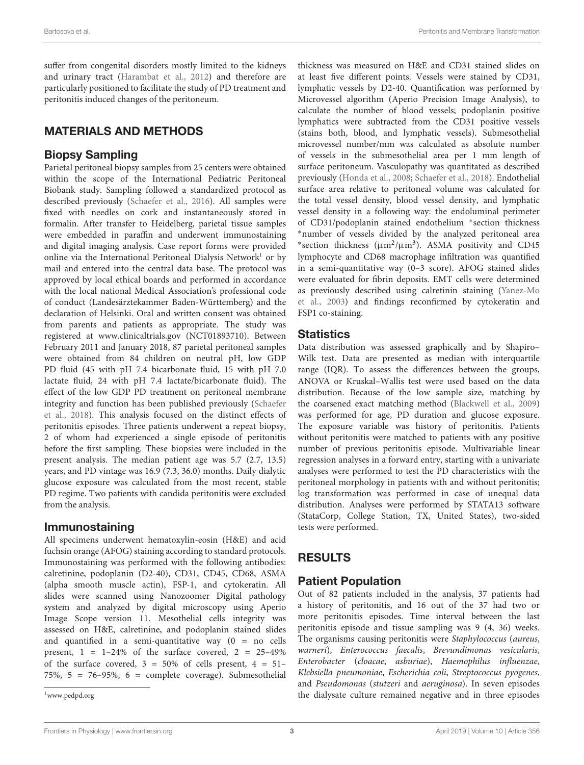suffer from congenital disorders mostly limited to the kidneys and urinary tract (Harambat et al., 2012) and therefore are particularly positioned to facilitate the study of PD treatment and peritonitis induced changes of the peritoneum.

## MATERIALS AND METHODS

### Biopsy Sampling

Parietal peritoneal biopsy samples from 25 centers were obtained within the scope of the International Pediatric Peritoneal Biobank study. Sampling followed a standardized protocol as described previously (Schaefer et al., 2016). All samples were fixed with needles on cork and instantaneously stored in formalin. After transfer to Heidelberg, parietal tissue samples were embedded in paraffin and underwent immunostaining and digital imaging analysis. Case report forms were provided online via the International Peritoneal Dialysis Network[1] or by mail and entered into the central data base. The protocol was approved by local ethical boards and performed in accordance with the local national Medical Association's professional code of conduct (Landesärztekammer Baden-Württemberg) and the declaration of Helsinki. Oral and written consent was obtained from parents and patients as appropriate. The study was registered at www.clinicaltrials.gov (NCT01893710). Between February 2011 and January 2018, 87 parietal peritoneal samples were obtained from 84 children on neutral pH, low GDP PD fluid (45 with pH 7.4 bicarbonate fluid, 15 with pH 7.0 lactate fluid, 24 with pH 7.4 lactate/bicarbonate fluid). The effect of the low GDP PD treatment on peritoneal membrane integrity and function has been published previously (Schaefer et al., 2018). This analysis focused on the distinct effects of peritonitis episodes. Three patients underwent a repeat biopsy, 2 of whom had experienced a single episode of peritonitis before the first sampling. These biopsies were included in the present analysis. The median patient age was 5.7 (2.7, 13.5) years, and PD vintage was 16.9 (7.3, 36.0) months. Daily dialytic glucose exposure was calculated from the most recent, stable PD regime. Two patients with candida peritonitis were excluded from the analysis.

### Immunostaining

All specimens underwent hematoxylin-eosin (H&E) and acid fuchsin orange (AFOG) staining according to standard protocols. Immunostaining was performed with the following antibodies: calretinine, podoplanin (D2-40), CD31, CD45, CD68, ASMA (alpha smooth muscle actin), FSP-1, and cytokeratin. All slides were scanned using Nanozoomer Digital pathology system and analyzed by digital microscopy using Aperio Image Scope version 11. Mesothelial cells integrity was assessed on H&E, calretinine, and podoplanin stained slides and quantified in a semi-quantitative way (0 = no cells present, 1 = 1–24% of the surface covered, 2 = 25–49% of the surface covered, 3 = 50% of cells present, 4 = 51–75%, 5 = 76–95%, 6 = complete coverage). Submesothelial thickness was measured on H&E and CD31 stained slides on at least five different points. Vessels were stained by CD31, lymphatic vessels by D2-40. Quantification was performed by Microvessel algorithm (Aperio Precision Image Analysis), to calculate the number of blood vessels; podoplanin positive lymphatics were subtracted from the CD31 positive vessels (stains both, blood, and lymphatic vessels). Submesothelial microvessel number/mm was calculated as absolute number of vessels in the submesothelial area per 1 mm length of surface peritoneum. Vasculopathy was quantitated as described previously (Honda et al., 2008; Schaefer et al., 2018). Endothelial surface area relative to peritoneal volume was calculated for the total vessel density, blood vessel density, and lymphatic vessel density in a following way: the endoluminal perimeter of CD31/podoplanin stained endothelium *section thickness *number of vessels divided by the analyzed peritoneal area *section thickness ($\mu m^2/\mu m^3$). ASMA positivity and CD45 lymphocyte and CD68 macrophage infiltration was quantified in a semi-quantitative way (0–3 score). AFOG stained slides were evaluated for fibrin deposits. EMT cells were determined as previously described using calretinin staining (Yanez-Mo et al., 2003) and findings reconfirmed by cytokeratin and FSP1 co-staining.

### Statistics

Data distribution was assessed graphically and by Shapiro–Wilk test. Data are presented as median with interquartile range (IQR). To assess the differences between the groups, ANOVA or Kruskal–Wallis test were used based on the data distribution. Because of the low sample size, matching by the coarsened exact matching method (Blackwell et al., 2009) was performed for age, PD duration and glucose exposure. The exposure variable was history of peritonitis. Patients without peritonitis were matched to patients with any positive number of previous peritonitis episode. Multivariable linear regression analyses in a forward entry, starting with a univariate analyses were performed to test the PD characteristics with the peritoneal morphology in patients with and without peritonitis; log transformation was performed in case of unequal data distribution. Analyses were performed by STATA13 software (StataCorp, College Station, TX, United States), two-sided tests were performed.

## RESULTS

### Patient Population

Out of 82 patients included in the analysis, 37 patients had a history of peritonitis, and 16 out of the 37 had two or more peritonitis episodes. Time interval between the last peritonitis episode and tissue sampling was 9 (4, 36) weeks. The organisms causing peritonitis were *Staphylococcus* (*aureus*, *warneri*), *Enterococcus faecalis*, *Brevundimonas vesicularis*, *Enterobacter* (*cloacae*, *asburiae*), *Haemophilus influenzae*, *Klebsiella pneumoniae*, *Escherichia coli*, *Streptococcus pyogenes*, and *Pseudomonas* (*stutzeri* and *aeruginosa*). In seven episodes the dialysate culture remained negative and in three episodes

[1] www.pedpd.org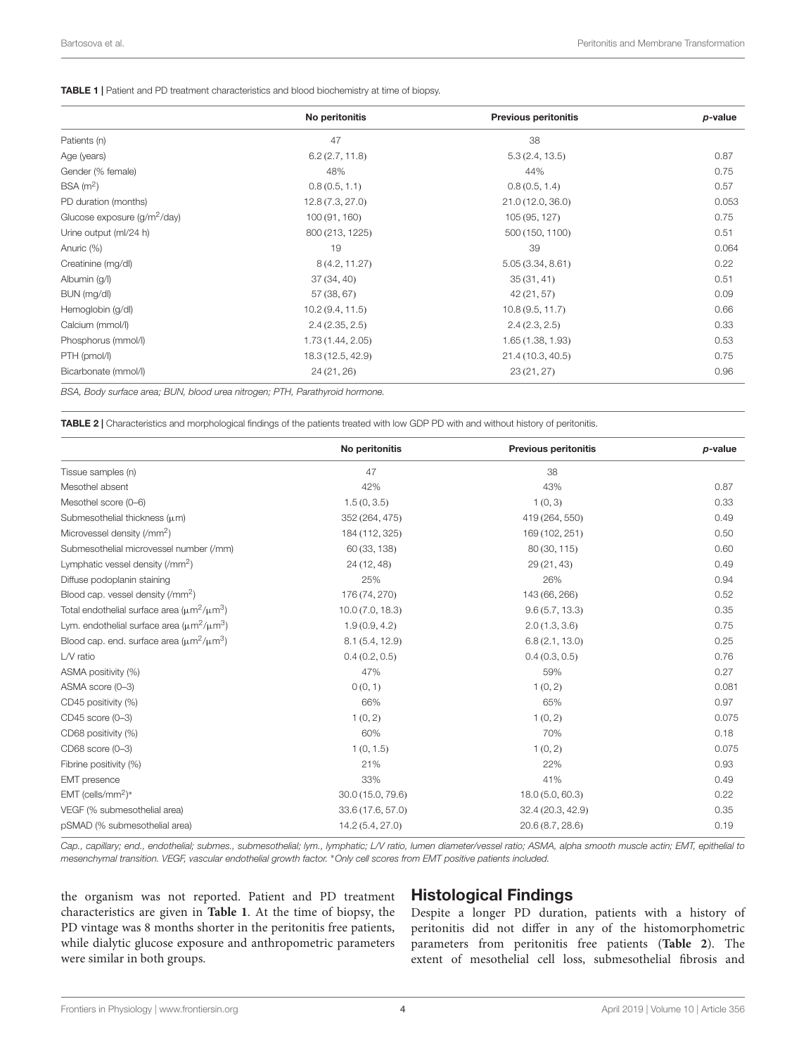**TABLE 1 |** Patient and PD treatment characteristics and blood biochemistry at time of biopsy.

| | No peritonitis | Previous peritonitis | *p*-value |
|---|---|---|---|
| Patients (n) | 47 | 38 | |
| Age (years) | 6.2 (2.7, 11.8) | 5.3 (2.4, 13.5) | 0.87 |
| Gender (% female) | 48% | 44% | 0.75 |
| BSA ($m^2$) | 0.8 (0.5, 1.1) | 0.8 (0.5, 1.4) | 0.57 |
| PD duration (months) | 12.8 (7.3, 27.0) | 21.0 (12.0, 36.0) | 0.053 |
| Glucose exposure ($g/m^2$/day) | 100 (91, 160) | 105 (95, 127) | 0.75 |
| Urine output (ml/24 h) | 800 (213, 1225) | 500 (150, 1100) | 0.51 |
| Anuric (%) | 19 | 39 | 0.064 |
| Creatinine (mg/dl) | 8 (4.2, 11.27) | 5.05 (3.34, 8.61) | 0.22 |
| Albumin (g/l) | 37 (34, 40) | 35 (31, 41) | 0.51 |
| BUN (mg/dl) | 57 (38, 67) | 42 (21, 57) | 0.09 |
| Hemoglobin (g/dl) | 10.2 (9.4, 11.5) | 10.8 (9.5, 11.7) | 0.66 |
| Calcium (mmol/l) | 2.4 (2.35, 2.5) | 2.4 (2.3, 2.5) | 0.33 |
| Phosphorus (mmol/l) | 1.73 (1.44, 2.05) | 1.65 (1.38, 1.93) | 0.53 |
| PTH (pmol/l) | 18.3 (12.5, 42.9) | 21.4 (10.3, 40.5) | 0.75 |
| Bicarbonate (mmol/l) | 24 (21, 26) | 23 (21, 27) | 0.96 |

*BSA, Body surface area; BUN, blood urea nitrogen; PTH, Parathyroid hormone.*

**TABLE 2 |** Characteristics and morphological findings of the patients treated with low GDP PD with and without history of peritonitis.

| | No peritonitis | Previous peritonitis | *p*-value |
|---|---|---|---|
| Tissue samples (n) | 47 | 38 | |
| Mesothel absent | 42% | 43% | 0.87 |
| Mesothel score (0–6) | 1.5 (0, 3.5) | 1 (0, 3) | 0.33 |
| Submesothelial thickness (μm) | 352 (264, 475) | 419 (264, 550) | 0.49 |
| Microvessel density (/$mm^2$) | 184 (112, 325) | 169 (102, 251) | 0.50 |
| Submesothelial microvessel number (/mm) | 60 (33, 138) | 80 (30, 115) | 0.60 |
| Lymphatic vessel density (/$mm^2$) | 24 (12, 48) | 29 (21, 43) | 0.49 |
| Diffuse podoplanin staining | 25% | 26% | 0.94 |
| Blood cap. vessel density (/$mm^2$) | 176 (74, 270) | 143 (66, 266) | 0.52 |
| Total endothelial surface area ($\mu m^2/\mu m^3$) | 10.0 (7.0, 18.3) | 9.6 (5.7, 13.3) | 0.35 |
| Lym. endothelial surface area ($\mu m^2/\mu m^3$) | 1.9 (0.9, 4.2) | 2.0 (1.3, 3.6) | 0.75 |
| Blood cap. end. surface area ($\mu m^2/\mu m^3$) | 8.1 (5.4, 12.9) | 6.8 (2.1, 13.0) | 0.25 |
| L/V ratio | 0.4 (0.2, 0.5) | 0.4 (0.3, 0.5) | 0.76 |
| ASMA positivity (%) | 47% | 59% | 0.27 |
| ASMA score (0–3) | 0 (0, 1) | 1 (0, 2) | 0.081 |
| CD45 positivity (%) | 66% | 65% | 0.97 |
| CD45 score (0–3) | 1 (0, 2) | 1 (0, 2) | 0.075 |
| CD68 positivity (%) | 60% | 70% | 0.18 |
| CD68 score (0–3) | 1 (0, 1.5) | 1 (0, 2) | 0.075 |
| Fibrine positivity (%) | 21% | 22% | 0.93 |
| EMT presence | 33% | 41% | 0.49 |
| EMT (cells/$mm^2$)* | 30.0 (15.0, 79.6) | 18.0 (5.0, 60.3) | 0.22 |
| VEGF (% submesothelial area) | 33.6 (17.6, 57.0) | 32.4 (20.3, 42.9) | 0.35 |
| pSMAD (% submesothelial area) | 14.2 (5.4, 27.0) | 20.6 (8.7, 28.6) | 0.19 |

*Cap., capillary; end., endothelial; submes., submesothelial; lym., lymphatic; L/V ratio, lumen diameter/vessel ratio; ASMA, alpha smooth muscle actin; EMT, epithelial to mesenchymal transition. VEGF, vascular endothelial growth factor. *Only cell scores from EMT positive patients included.*

the organism was not reported. Patient and PD treatment characteristics are given in **Table 1**. At the time of biopsy, the PD vintage was 8 months shorter in the peritonitis free patients, while dialytic glucose exposure and anthropometric parameters were similar in both groups.

## Histological Findings

Despite a longer PD duration, patients with a history of peritonitis did not differ in any of the histomorphometric parameters from peritonitis free patients (**Table 2**). The extent of mesothelial cell loss, submesothelial fibrosis and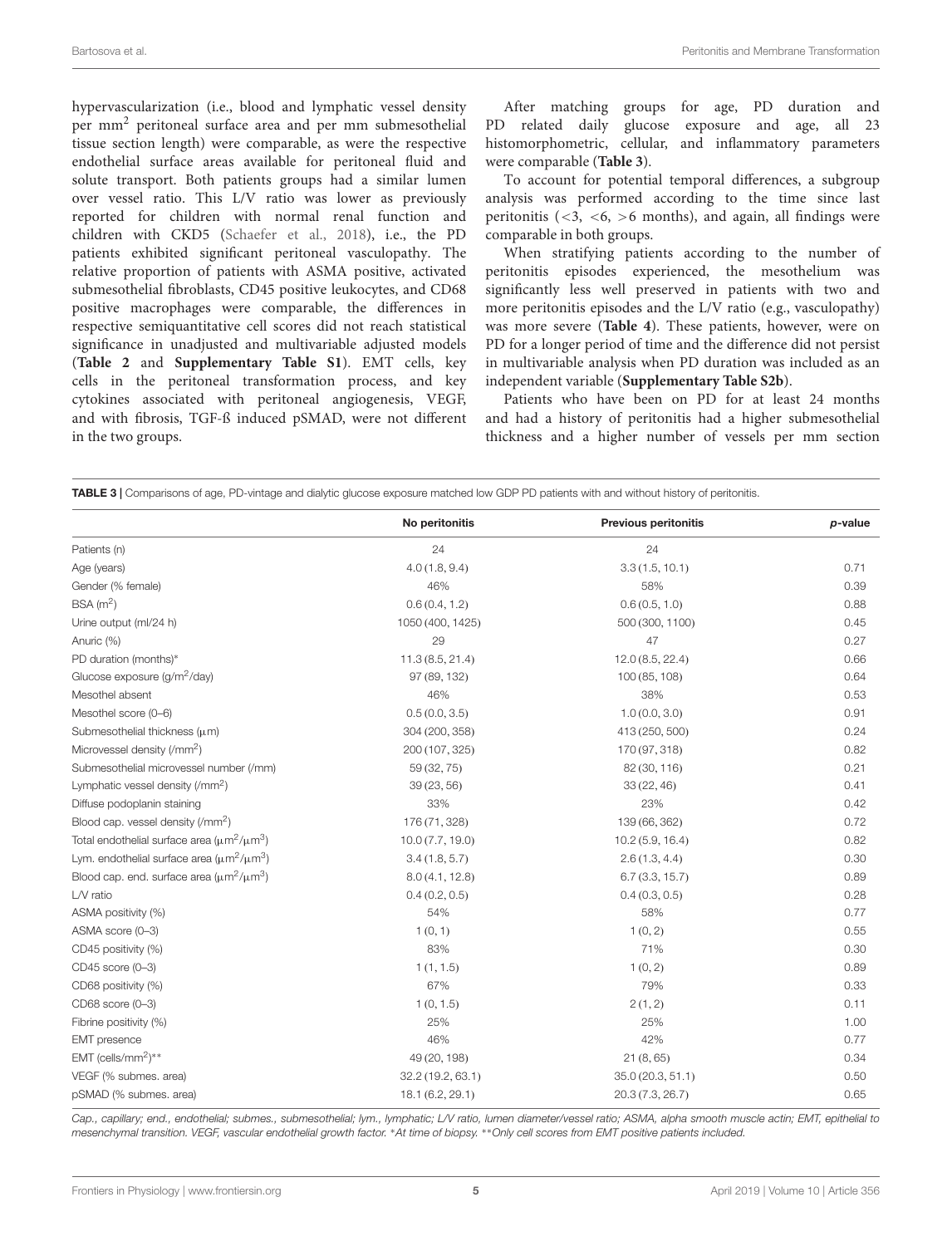hypervascularization (i.e., blood and lymphatic vessel density per $mm^2$ peritoneal surface area and per mm submesothelial tissue section length) were comparable, as were the respective endothelial surface areas available for peritoneal fluid and solute transport. Both patients groups had a similar lumen over vessel ratio. This L/V ratio was lower as previously reported for children with normal renal function and children with CKD5 (Schaefer et al., 2018), i.e., the PD patients exhibited significant peritoneal vasculopathy. The relative proportion of patients with ASMA positive, activated submesothelial fibroblasts, CD45 positive leukocytes, and CD68 positive macrophages were comparable, the differences in respective semiquantitative cell scores did not reach statistical significance in unadjusted and multivariable adjusted models (**Table 2** and **Supplementary Table S1**). EMT cells, key cells in the peritoneal transformation process, and key cytokines associated with peritoneal angiogenesis, VEGF, and with fibrosis, TGF-ß induced pSMAD, were not different in the two groups.

After matching groups for age, PD duration and PD related daily glucose exposure and age, all 23 histomorphometric, cellular, and inflammatory parameters were comparable (**Table 3**).

To account for potential temporal differences, a subgroup analysis was performed according to the time since last peritonitis (<3, <6, >6 months), and again, all findings were comparable in both groups.

When stratifying patients according to the number of peritonitis episodes experienced, the mesothelium was significantly less well preserved in patients with two and more peritonitis episodes and the L/V ratio (e.g., vasculopathy) was more severe (**Table 4**). These patients, however, were on PD for a longer period of time and the difference did not persist in multivariable analysis when PD duration was included as an independent variable (**Supplementary Table S2b**).

Patients who have been on PD for at least 24 months and had a history of peritonitis had a higher submesothelial thickness and a higher number of vessels per mm section

**TABLE 3 |** Comparisons of age, PD-vintage and dialytic glucose exposure matched low GDP PD patients with and without history of peritonitis.

| | No peritonitis | Previous peritonitis | *p*-value |
|---|---|---|---|
| Patients (n) | 24 | 24 | |
| Age (years) | 4.0 (1.8, 9.4) | 3.3 (1.5, 10.1) | 0.71 |
| Gender (% female) | 46% | 58% | 0.39 |
| BSA ($m^2$) | 0.6 (0.4, 1.2) | 0.6 (0.5, 1.0) | 0.88 |
| Urine output (ml/24 h) | 1050 (400, 1425) | 500 (300, 1100) | 0.45 |
| Anuric (%) | 29 | 47 | 0.27 |
| PD duration (months)* | 11.3 (8.5, 21.4) | 12.0 (8.5, 22.4) | 0.66 |
| Glucose exposure (g/$m^2$/day) | 97 (89, 132) | 100 (85, 108) | 0.64 |
| Mesothel absent | 46% | 38% | 0.53 |
| Mesothel score (0–6) | 0.5 (0.0, 3.5) | 1.0 (0.0, 3.0) | 0.91 |
| Submesothelial thickness (μm) | 304 (200, 358) | 413 (250, 500) | 0.24 |
| Microvessel density (/$mm^2$) | 200 (107, 325) | 170 (97, 318) | 0.82 |
| Submesothelial microvessel number (/mm) | 59 (32, 75) | 82 (30, 116) | 0.21 |
| Lymphatic vessel density (/$mm^2$) | 39 (23, 56) | 33 (22, 46) | 0.41 |
| Diffuse podoplanin staining | 33% | 23% | 0.42 |
| Blood cap. vessel density (/$mm^2$) | 176 (71, 328) | 139 (66, 362) | 0.72 |
| Total endothelial surface area ($\mu m^2/\mu m^3$) | 10.0 (7.7, 19.0) | 10.2 (5.9, 16.4) | 0.82 |
| Lym. endothelial surface area ($\mu m^2/\mu m^3$) | 3.4 (1.8, 5.7) | 2.6 (1.3, 4.4) | 0.30 |
| Blood cap. end. surface area ($\mu m^2/\mu m^3$) | 8.0 (4.1, 12.8) | 6.7 (3.3, 15.7) | 0.89 |
| L/V ratio | 0.4 (0.2, 0.5) | 0.4 (0.3, 0.5) | 0.28 |
| ASMA positivity (%) | 54% | 58% | 0.77 |
| ASMA score (0–3) | 1 (0, 1) | 1 (0, 2) | 0.55 |
| CD45 positivity (%) | 83% | 71% | 0.30 |
| CD45 score (0–3) | 1 (1, 1.5) | 1 (0, 2) | 0.89 |
| CD68 positivity (%) | 67% | 79% | 0.33 |
| CD68 score (0–3) | 1 (0, 1.5) | 2 (1, 2) | 0.11 |
| Fibrine positivity (%) | 25% | 25% | 1.00 |
| EMT presence | 46% | 42% | 0.77 |
| EMT (cells/$mm^2$)** | 49 (20, 198) | 21 (8, 65) | 0.34 |
| VEGF (% submes. area) | 32.2 (19.2, 63.1) | 35.0 (20.3, 51.1) | 0.50 |
| pSMAD (% submes. area) | 18.1 (6.2, 29.1) | 20.3 (7.3, 26.7) | 0.65 |

*Cap., capillary; end., endothelial; submes., submesothelial; lym., lymphatic; L/V ratio, lumen diameter/vessel ratio; ASMA, alpha smooth muscle actin; EMT, epithelial to mesenchymal transition. VEGF, vascular endothelial growth factor. \*At time of biopsy. \*\*Only cell scores from EMT positive patients included.*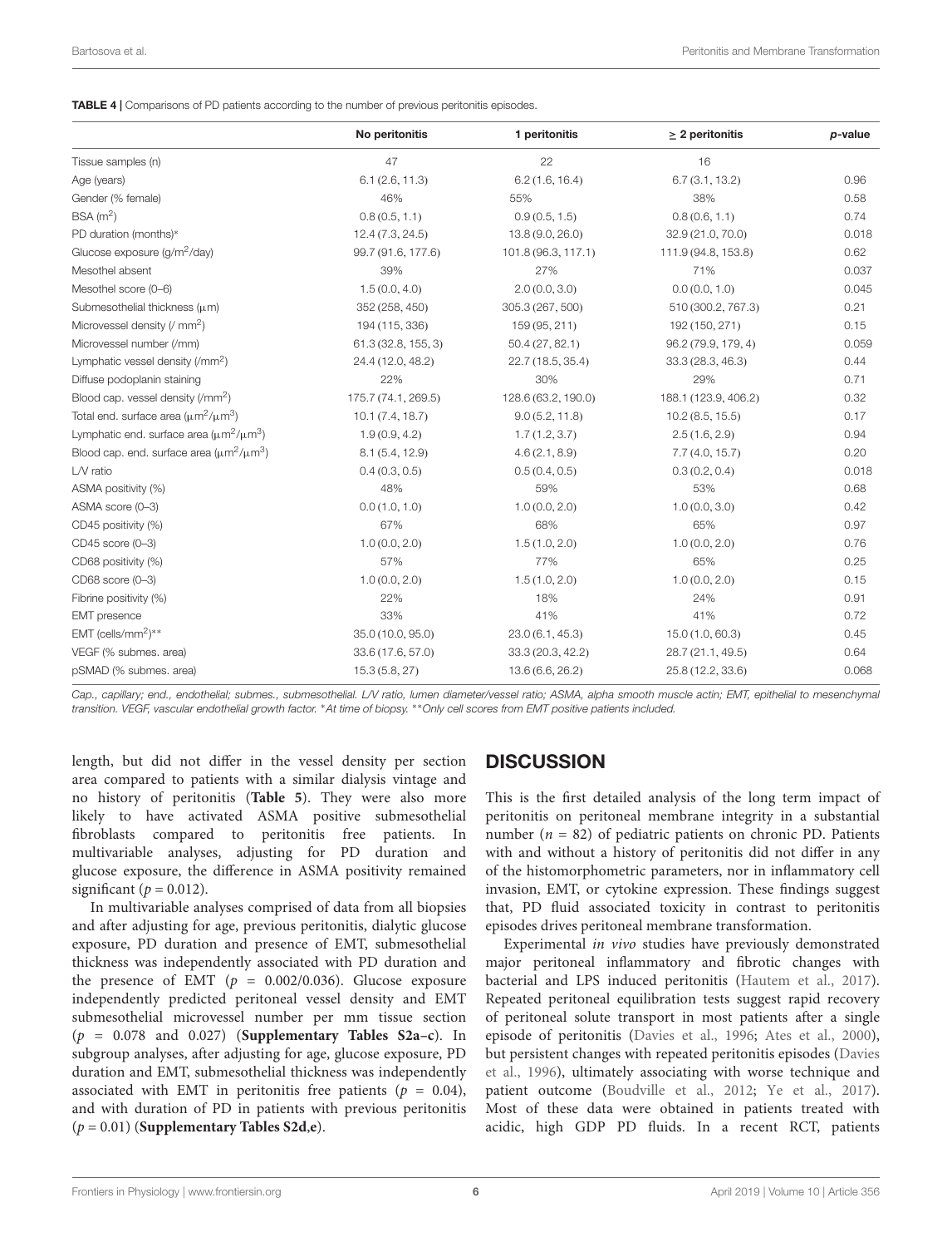**TABLE 4 |** Comparisons of PD patients according to the number of previous peritonitis episodes.

| | No peritonitis | 1 peritonitis | ≥ 2 peritonitis | *p*-value |
|---|---|---|---|---|
| Tissue samples (n) | 47 | 22 | 16 | |
| Age (years) | 6.1 (2.6, 11.3) | 6.2 (1.6, 16.4) | 6.7 (3.1, 13.2) | 0.96 |
| Gender (% female) | 46% | 55% | 38% | 0.58 |
| BSA ($m^2$) | 0.8 (0.5, 1.1) | 0.9 (0.5, 1.5) | 0.8 (0.6, 1.1) | 0.74 |
| PD duration (months)* | 12.4 (7.3, 24.5) | 13.8 (9.0, 26.0) | 32.9 (21.0, 70.0) | 0.018 |
| Glucose exposure ($g/m^2$/day) | 99.7 (91.6, 177.6) | 101.8 (96.3, 117.1) | 111.9 (94.8, 153.8) | 0.62 |
| Mesothel absent | 39% | 27% | 71% | 0.037 |
| Mesothel score (0–6) | 1.5 (0.0, 4.0) | 2.0 (0.0, 3.0) | 0.0 (0.0, 1.0) | 0.045 |
| Submesothelial thickness (μm) | 352 (258, 450) | 305.3 (267, 500) | 510 (300.2, 767.3) | 0.21 |
| Microvessel density (/ $mm^2$) | 194 (115, 336) | 159 (95, 211) | 192 (150, 271) | 0.15 |
| Microvessel number (/mm) | 61.3 (32.8, 155, 3) | 50.4 (27, 82.1) | 96.2 (79.9, 179, 4) | 0.059 |
| Lymphatic vessel density (/$mm^2$) | 24.4 (12.0, 48.2) | 22.7 (18.5, 35.4) | 33.3 (28.3, 46.3) | 0.44 |
| Diffuse podoplanin staining | 22% | 30% | 29% | 0.71 |
| Blood cap. vessel density (/$mm^2$) | 175.7 (74.1, 269.5) | 128.6 (63.2, 190.0) | 188.1 (123.9, 406.2) | 0.32 |
| Total end. surface area ($\mu m^2/\mu m^3$) | 10.1 (7.4, 18.7) | 9.0 (5.2, 11.8) | 10.2 (8.5, 15.5) | 0.17 |
| Lymphatic end. surface area ($\mu m^2/\mu m^3$) | 1.9 (0.9, 4.2) | 1.7 (1.2, 3.7) | 2.5 (1.6, 2.9) | 0.94 |
| Blood cap. end. surface area ($\mu m^2/\mu m^3$) | 8.1 (5.4, 12.9) | 4.6 (2.1, 8.9) | 7.7 (4.0, 15.7) | 0.20 |
| L/V ratio | 0.4 (0.3, 0.5) | 0.5 (0.4, 0.5) | 0.3 (0.2, 0.4) | 0.018 |
| ASMA positivity (%) | 48% | 59% | 53% | 0.68 |
| ASMA score (0–3) | 0.0 (1.0, 1.0) | 1.0 (0.0, 2.0) | 1.0 (0.0, 3.0) | 0.42 |
| CD45 positivity (%) | 67% | 68% | 65% | 0.97 |
| CD45 score (0–3) | 1.0 (0.0, 2.0) | 1.5 (1.0, 2.0) | 1.0 (0.0, 2.0) | 0.76 |
| CD68 positivity (%) | 57% | 77% | 65% | 0.25 |
| CD68 score (0–3) | 1.0 (0.0, 2.0) | 1.5 (1.0, 2.0) | 1.0 (0.0, 2.0) | 0.15 |
| Fibrine positivity (%) | 22% | 18% | 24% | 0.91 |
| EMT presence | 33% | 41% | 41% | 0.72 |
| EMT (cells/$mm^2$)** | 35.0 (10.0, 95.0) | 23.0 (6.1, 45.3) | 15.0 (1.0, 60.3) | 0.45 |
| VEGF (% submes. area) | 33.6 (17.6, 57.0) | 33.3 (20.3, 42.2) | 28.7 (21.1, 49.5) | 0.64 |
| pSMAD (% submes. area) | 15.3 (5.8, 27) | 13.6 (6.6, 26.2) | 25.8 (12.2, 33.6) | 0.068 |

*Cap., capillary; end., endothelial; submes., submesothelial. L/V ratio, lumen diameter/vessel ratio; ASMA, alpha smooth muscle actin; EMT, epithelial to mesenchymal transition. VEGF, vascular endothelial growth factor. *At time of biopsy. **Only cell scores from EMT positive patients included.*

length, but did not differ in the vessel density per section area compared to patients with a similar dialysis vintage and no history of peritonitis (**Table 5**). They were also more likely to have activated ASMA positive submesothelial fibroblasts compared to peritonitis free patients. In multivariable analyses, adjusting for PD duration and glucose exposure, the difference in ASMA positivity remained significant ($p = 0.012$).

In multivariable analyses comprised of data from all biopsies and after adjusting for age, previous peritonitis, dialytic glucose exposure, PD duration and presence of EMT, submesothelial thickness was independently associated with PD duration and the presence of EMT ($p$ = 0.002/0.036). Glucose exposure independently predicted peritoneal vessel density and EMT submesothelial microvessel number per mm tissue section ($p$ = 0.078 and 0.027) (**Supplementary Tables S2a–c**). In subgroup analyses, after adjusting for age, glucose exposure, PD duration and EMT, submesothelial thickness was independently associated with EMT in peritonitis free patients ($p = 0.04$), and with duration of PD in patients with previous peritonitis ($p = 0.01$) (**Supplementary Tables S2d,e**).

## DISCUSSION

This is the first detailed analysis of the long term impact of peritonitis on peritoneal membrane integrity in a substantial number ($n = 82$) of pediatric patients on chronic PD. Patients with and without a history of peritonitis did not differ in any of the histomorphometric parameters, nor in inflammatory cell invasion, EMT, or cytokine expression. These findings suggest that, PD fluid associated toxicity in contrast to peritonitis episodes drives peritoneal membrane transformation.

Experimental *in vivo* studies have previously demonstrated major peritoneal inflammatory and fibrotic changes with bacterial and LPS induced peritonitis (Hautem et al., 2017). Repeated peritoneal equilibration tests suggest rapid recovery of peritoneal solute transport in most patients after a single episode of peritonitis (Davies et al., 1996; Ates et al., 2000), but persistent changes with repeated peritonitis episodes (Davies et al., 1996), ultimately associating with worse technique and patient outcome (Boudville et al., 2012; Ye et al., 2017). Most of these data were obtained in patients treated with acidic, high GDP PD fluids. In a recent RCT, patients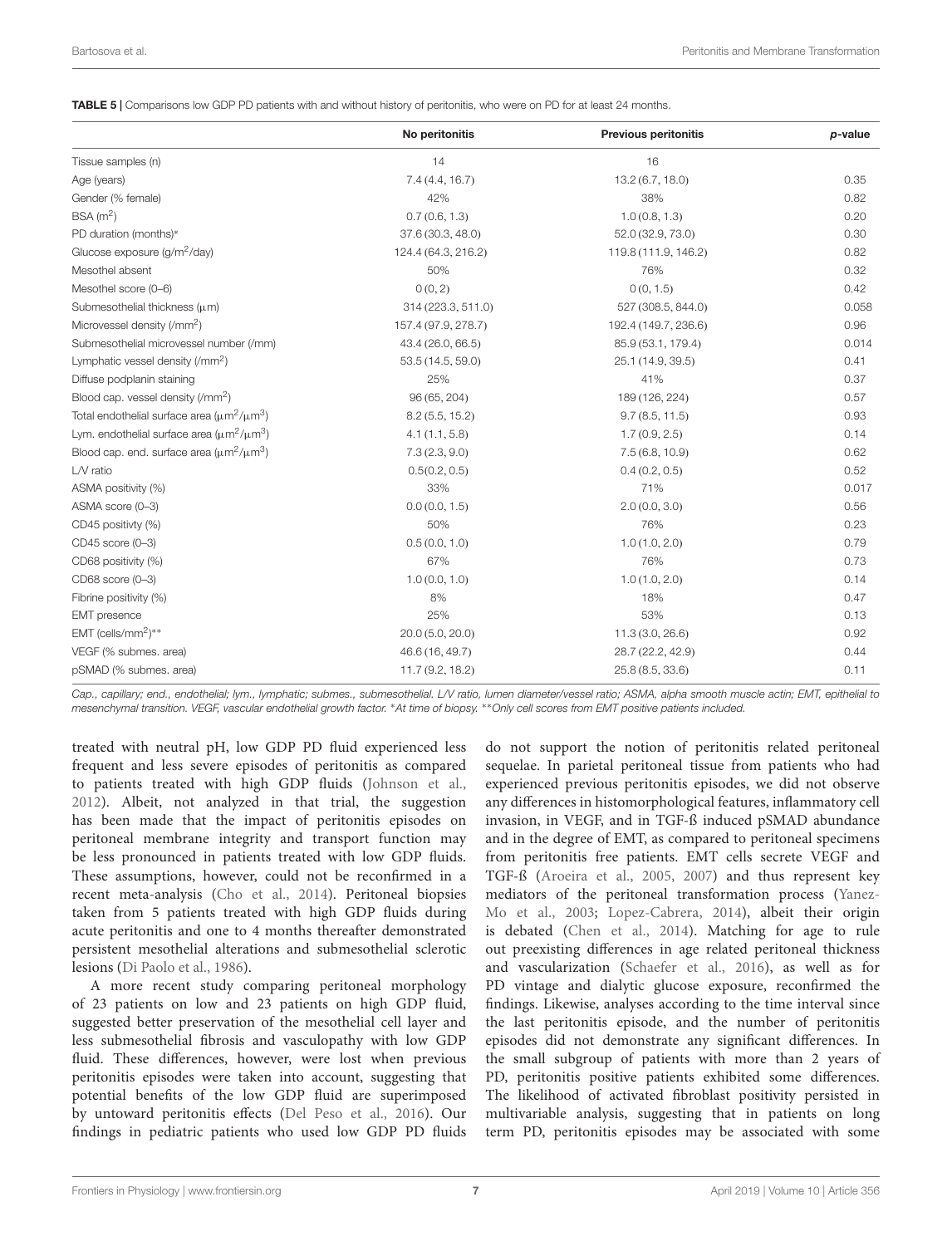**TABLE 5 |** Comparisons low GDP PD patients with and without history of peritonitis, who were on PD for at least 24 months.

| | No peritonitis | Previous peritonitis | *p*-value |
|---|---|---|---|
| Tissue samples (n) | 14 | 16 | |
| Age (years) | 7.4 (4.4, 16.7) | 13.2 (6.7, 18.0) | 0.35 |
| Gender (% female) | 42% | 38% | 0.82 |
| BSA ($m^2$) | 0.7 (0.6, 1.3) | 1.0 (0.8, 1.3) | 0.20 |
| PD duration (months)* | 37.6 (30.3, 48.0) | 52.0 (32.9, 73.0) | 0.30 |
| Glucose exposure ($g/m^2$/day) | 124.4 (64.3, 216.2) | 119.8 (111.9, 146.2) | 0.82 |
| Mesothel absent | 50% | 76% | 0.32 |
| Mesothel score (0–6) | 0 (0, 2) | 0 (0, 1.5) | 0.42 |
| Submesothelial thickness (μm) | 314 (223.3, 511.0) | 527 (308.5, 844.0) | 0.058 |
| Microvessel density (/$mm^2$) | 157.4 (97.9, 278.7) | 192.4 (149.7, 236.6) | 0.96 |
| Submesothelial microvessel number (/mm) | 43.4 (26.0, 66.5) | 85.9 (53.1, 179.4) | 0.014 |
| Lymphatic vessel density (/$mm^2$) | 53.5 (14.5, 59.0) | 25.1 (14.9, 39.5) | 0.41 |
| Diffuse podplanin staining | 25% | 41% | 0.37 |
| Blood cap. vessel density (/$mm^2$) | 96 (65, 204) | 189 (126, 224) | 0.57 |
| Total endothelial surface area ($\mu m^2/\mu m^3$) | 8.2 (5.5, 15.2) | 9.7 (8.5, 11.5) | 0.93 |
| Lym. endothelial surface area ($\mu m^2/\mu m^3$) | 4.1 (1.1, 5.8) | 1.7 (0.9, 2.5) | 0.14 |
| Blood cap. end. surface area ($\mu m^2/\mu m^3$) | 7.3 (2.3, 9.0) | 7.5 (6.8, 10.9) | 0.62 |
| L/V ratio | 0.5(0.2, 0.5) | 0.4 (0.2, 0.5) | 0.52 |
| ASMA positivity (%) | 33% | 71% | 0.017 |
| ASMA score (0–3) | 0.0 (0.0, 1.5) | 2.0 (0.0, 3.0) | 0.56 |
| CD45 positivty (%) | 50% | 76% | 0.23 |
| CD45 score (0–3) | 0.5 (0.0, 1.0) | 1.0 (1.0, 2.0) | 0.79 |
| CD68 positivity (%) | 67% | 76% | 0.73 |
| CD68 score (0–3) | 1.0 (0.0, 1.0) | 1.0 (1.0, 2.0) | 0.14 |
| Fibrine positivity (%) | 8% | 18% | 0.47 |
| EMT presence | 25% | 53% | 0.13 |
| EMT (cells/$mm^2$)** | 20.0 (5.0, 20.0) | 11.3 (3.0, 26.6) | 0.92 |
| VEGF (% submes. area) | 46.6 (16, 49.7) | 28.7 (22.2, 42.9) | 0.44 |
| pSMAD (% submes. area) | 11.7 (9.2, 18.2) | 25.8 (8.5, 33.6) | 0.11 |

*Cap., capillary; end., endothelial; lym., lymphatic; submes., submesothelial. L/V ratio, lumen diameter/vessel ratio; ASMA, alpha smooth muscle actin; EMT, epithelial to mesenchymal transition. VEGF, vascular endothelial growth factor. *At time of biopsy. **Only cell scores from EMT positive patients included.*

treated with neutral pH, low GDP PD fluid experienced less frequent and less severe episodes of peritonitis as compared to patients treated with high GDP fluids (Johnson et al., 2012). Albeit, not analyzed in that trial, the suggestion has been made that the impact of peritonitis episodes on peritoneal membrane integrity and transport function may be less pronounced in patients treated with low GDP fluids. These assumptions, however, could not be reconfirmed in a recent meta-analysis (Cho et al., 2014). Peritoneal biopsies taken from 5 patients treated with high GDP fluids during acute peritonitis and one to 4 months thereafter demonstrated persistent mesothelial alterations and submesothelial sclerotic lesions (Di Paolo et al., 1986).

A more recent study comparing peritoneal morphology of 23 patients on low and 23 patients on high GDP fluid, suggested better preservation of the mesothelial cell layer and less submesothelial fibrosis and vasculopathy with low GDP fluid. These differences, however, were lost when previous peritonitis episodes were taken into account, suggesting that potential benefits of the low GDP fluid are superimposed by untoward peritonitis effects (Del Peso et al., 2016). Our findings in pediatric patients who used low GDP PD fluids do not support the notion of peritonitis related peritoneal sequelae. In parietal peritoneal tissue from patients who had experienced previous peritonitis episodes, we did not observe any differences in histomorphological features, inflammatory cell invasion, in VEGF, and in TGF-ß induced pSMAD abundance and in the degree of EMT, as compared to peritoneal specimens from peritonitis free patients. EMT cells secrete VEGF and TGF-ß (Aroeira et al., 2005, 2007) and thus represent key mediators of the peritoneal transformation process (Yanez-Mo et al., 2003; Lopez-Cabrera, 2014), albeit their origin is debated (Chen et al., 2014). Matching for age to rule out preexisting differences in age related peritoneal thickness and vascularization (Schaefer et al., 2016), as well as for PD vintage and dialytic glucose exposure, reconfirmed the findings. Likewise, analyses according to the time interval since the last peritonitis episode, and the number of peritonitis episodes did not demonstrate any significant differences. In the small subgroup of patients with more than 2 years of PD, peritonitis positive patients exhibited some differences. The likelihood of activated fibroblast positivity persisted in multivariable analysis, suggesting that in patients on long term PD, peritonitis episodes may be associated with some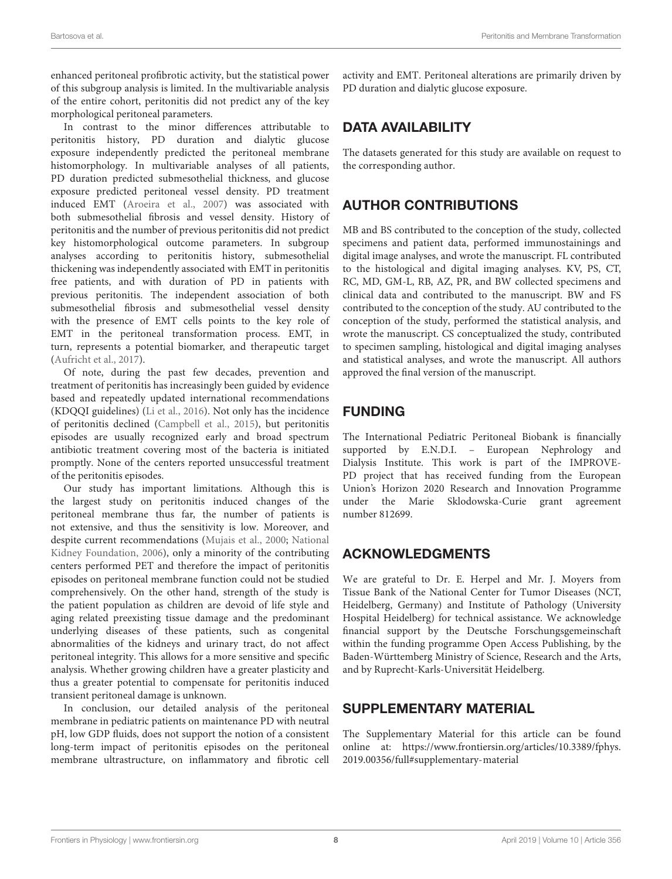enhanced peritoneal profibrotic activity, but the statistical power of this subgroup analysis is limited. In the multivariable analysis of the entire cohort, peritonitis did not predict any of the key morphological peritoneal parameters.

In contrast to the minor differences attributable to peritonitis history, PD duration and dialytic glucose exposure independently predicted the peritoneal membrane histomorphology. In multivariable analyses of all patients, PD duration predicted submesothelial thickness, and glucose exposure predicted peritoneal vessel density. PD treatment induced EMT (Aroeira et al., 2007) was associated with both submesothelial fibrosis and vessel density. History of peritonitis and the number of previous peritonitis did not predict key histomorphological outcome parameters. In subgroup analyses according to peritonitis history, submesothelial thickening was independently associated with EMT in peritonitis free patients, and with duration of PD in patients with previous peritonitis. The independent association of both submesothelial fibrosis and submesothelial vessel density with the presence of EMT cells points to the key role of EMT in the peritoneal transformation process. EMT, in turn, represents a potential biomarker, and therapeutic target (Aufricht et al., 2017).

Of note, during the past few decades, prevention and treatment of peritonitis has increasingly been guided by evidence based and repeatedly updated international recommendations (KDQQI guidelines) (Li et al., 2016). Not only has the incidence of peritonitis declined (Campbell et al., 2015), but peritonitis episodes are usually recognized early and broad spectrum antibiotic treatment covering most of the bacteria is initiated promptly. None of the centers reported unsuccessful treatment of the peritonitis episodes.

Our study has important limitations. Although this is the largest study on peritonitis induced changes of the peritoneal membrane thus far, the number of patients is not extensive, and thus the sensitivity is low. Moreover, and despite current recommendations (Mujais et al., 2000; National Kidney Foundation, 2006), only a minority of the contributing centers performed PET and therefore the impact of peritonitis episodes on peritoneal membrane function could not be studied comprehensively. On the other hand, strength of the study is the patient population as children are devoid of life style and aging related preexisting tissue damage and the predominant underlying diseases of these patients, such as congenital abnormalities of the kidneys and urinary tract, do not affect peritoneal integrity. This allows for a more sensitive and specific analysis. Whether growing children have a greater plasticity and thus a greater potential to compensate for peritonitis induced transient peritoneal damage is unknown.

In conclusion, our detailed analysis of the peritoneal membrane in pediatric patients on maintenance PD with neutral pH, low GDP fluids, does not support the notion of a consistent long-term impact of peritonitis episodes on the peritoneal membrane ultrastructure, on inflammatory and fibrotic cell activity and EMT. Peritoneal alterations are primarily driven by PD duration and dialytic glucose exposure.

## DATA AVAILABILITY

The datasets generated for this study are available on request to the corresponding author.

## AUTHOR CONTRIBUTIONS

MB and BS contributed to the conception of the study, collected specimens and patient data, performed immunostainings and digital image analyses, and wrote the manuscript. FL contributed to the histological and digital imaging analyses. KV, PS, CT, RC, MD, GM-L, RB, AZ, PR, and BW collected specimens and clinical data and contributed to the manuscript. BW and FS contributed to the conception of the study. AU contributed to the conception of the study, performed the statistical analysis, and wrote the manuscript. CS conceptualized the study, contributed to specimen sampling, histological and digital imaging analyses and statistical analyses, and wrote the manuscript. All authors approved the final version of the manuscript.

## FUNDING

The International Pediatric Peritoneal Biobank is financially supported by E.N.D.I. – European Nephrology and Dialysis Institute. This work is part of the IMPROVE-PD project that has received funding from the European Union's Horizon 2020 Research and Innovation Programme under the Marie Sklodowska-Curie grant agreement number 812699.

## ACKNOWLEDGMENTS

We are grateful to Dr. E. Herpel and Mr. J. Moyers from Tissue Bank of the National Center for Tumor Diseases (NCT, Heidelberg, Germany) and Institute of Pathology (University Hospital Heidelberg) for technical assistance. We acknowledge financial support by the Deutsche Forschungsgemeinschaft within the funding programme Open Access Publishing, by the Baden-Württemberg Ministry of Science, Research and the Arts, and by Ruprecht-Karls-Universität Heidelberg.

## SUPPLEMENTARY MATERIAL

The Supplementary Material for this article can be found online at: https://www.frontiersin.org/articles/10.3389/fphys.2019.00356/full#supplementary-material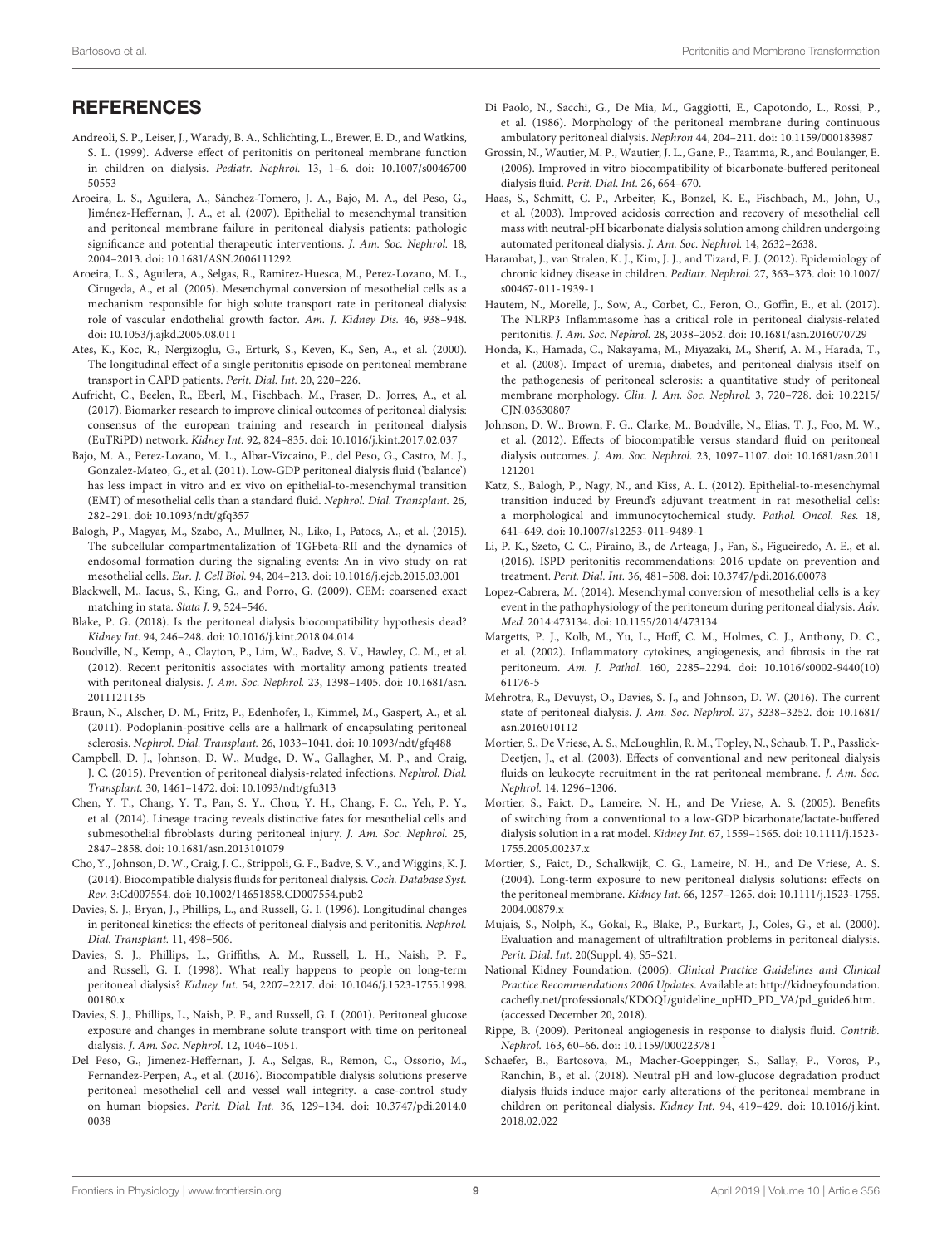## REFERENCES

Andreoli, S. P., Leiser, J., Warady, B. A., Schlichting, L., Brewer, E. D., and Watkins, S. L. (1999). Adverse effect of peritonitis on peritoneal membrane function in children on dialysis. *Pediatr. Nephrol.* 13, 1–6. doi: 10.1007/s004670050553

Aroeira, L. S., Aguilera, A., Sánchez-Tomero, J. A., Bajo, M. A., del Peso, G., Jiménez-Heffernan, J. A., et al. (2007). Epithelial to mesenchymal transition and peritoneal membrane failure in peritoneal dialysis patients: pathologic significance and potential therapeutic interventions. *J. Am. Soc. Nephrol.* 18, 2004–2013. doi: 10.1681/ASN.2006111292

Aroeira, L. S., Aguilera, A., Selgas, R., Ramirez-Huesca, M., Perez-Lozano, M. L., Cirugeda, A., et al. (2005). Mesenchymal conversion of mesothelial cells as a mechanism responsible for high solute transport rate in peritoneal dialysis: role of vascular endothelial growth factor. *Am. J. Kidney Dis.* 46, 938–948. doi: 10.1053/j.ajkd.2005.08.011

Ates, K., Koc, R., Nergizoglu, G., Erturk, S., Keven, K., Sen, A., et al. (2000). The longitudinal effect of a single peritonitis episode on peritoneal membrane transport in CAPD patients. *Perit. Dial. Int.* 20, 220–226.

Aufricht, C., Beelen, R., Eberl, M., Fischbach, M., Fraser, D., Jorres, A., et al. (2017). Biomarker research to improve clinical outcomes of peritoneal dialysis: consensus of the european training and research in peritoneal dialysis (EuTRiPD) network. *Kidney Int.* 92, 824–835. doi: 10.1016/j.kint.2017.02.037

Bajo, M. A., Perez-Lozano, M. L., Albar-Vizcaino, P., del Peso, G., Castro, M. J., Gonzalez-Mateo, G., et al. (2011). Low-GDP peritoneal dialysis fluid ('balance') has less impact in vitro and ex vivo on epithelial-to-mesenchymal transition (EMT) of mesothelial cells than a standard fluid. *Nephrol. Dial. Transplant.* 26, 282–291. doi: 10.1093/ndt/gfq357

Balogh, P., Magyar, M., Szabo, A., Mullner, N., Liko, I., Patocs, A., et al. (2015). The subcellular compartmentalization of TGFbeta-RII and the dynamics of endosomal formation during the signaling events: An in vivo study on rat mesothelial cells. *Eur. J. Cell Biol.* 94, 204–213. doi: 10.1016/j.ejcb.2015.03.001

Blackwell, M., Iacus, S., King, G., and Porro, G. (2009). CEM: coarsened exact matching in stata. *Stata J.* 9, 524–546.

Blake, P. G. (2018). Is the peritoneal dialysis biocompatibility hypothesis dead? *Kidney Int.* 94, 246–248. doi: 10.1016/j.kint.2018.04.014

Boudville, N., Kemp, A., Clayton, P., Lim, W., Badve, S. V., Hawley, C. M., et al. (2012). Recent peritonitis associates with mortality among patients treated with peritoneal dialysis. *J. Am. Soc. Nephrol.* 23, 1398–1405. doi: 10.1681/asn.2011121135

Braun, N., Alscher, D. M., Fritz, P., Edenhofer, I., Kimmel, M., Gaspert, A., et al. (2011). Podoplanin-positive cells are a hallmark of encapsulating peritoneal sclerosis. *Nephrol. Dial. Transplant.* 26, 1033–1041. doi: 10.1093/ndt/gfq488

Campbell, D. J., Johnson, D. W., Mudge, D. W., Gallagher, M. P., and Craig, J. C. (2015). Prevention of peritoneal dialysis-related infections. *Nephrol. Dial. Transplant.* 30, 1461–1472. doi: 10.1093/ndt/gfu313

Chen, Y. T., Chang, Y. T., Pan, S. Y., Chou, Y. H., Chang, F. C., Yeh, P. Y., et al. (2014). Lineage tracing reveals distinctive fates for mesothelial cells and submesothelial fibroblasts during peritoneal injury. *J. Am. Soc. Nephrol.* 25, 2847–2858. doi: 10.1681/asn.2013101079

Cho, Y., Johnson, D. W., Craig, J. C., Strippoli, G. F., Badve, S. V., and Wiggins, K. J. (2014). Biocompatible dialysis fluids for peritoneal dialysis. *Coch. Database Syst. Rev.* 3:Cd007554. doi: 10.1002/14651858.CD007554.pub2

Davies, S. J., Bryan, J., Phillips, L., and Russell, G. I. (1996). Longitudinal changes in peritoneal kinetics: the effects of peritoneal dialysis and peritonitis. *Nephrol. Dial. Transplant.* 11, 498–506.

Davies, S. J., Phillips, L., Griffiths, A. M., Russell, L. H., Naish, P. F., and Russell, G. I. (1998). What really happens to people on long-term peritoneal dialysis? *Kidney Int.* 54, 2207–2217. doi: 10.1046/j.1523-1755.1998.00180.x

Davies, S. J., Phillips, L., Naish, P. F., and Russell, G. I. (2001). Peritoneal glucose exposure and changes in membrane solute transport with time on peritoneal dialysis. *J. Am. Soc. Nephrol.* 12, 1046–1051.

Del Peso, G., Jimenez-Heffernan, J. A., Selgas, R., Remon, C., Ossorio, M., Fernandez-Perpen, A., et al. (2016). Biocompatible dialysis solutions preserve peritoneal mesothelial cell and vessel wall integrity. a case-control study on human biopsies. *Perit. Dial. Int.* 36, 129–134. doi: 10.3747/pdi.2014.00038

Di Paolo, N., Sacchi, G., De Mia, M., Gaggiotti, E., Capotondo, L., Rossi, P., et al. (1986). Morphology of the peritoneal membrane during continuous ambulatory peritoneal dialysis. *Nephron* 44, 204–211. doi: 10.1159/000183987

Grossin, N., Wautier, M. P., Wautier, J. L., Gane, P., Taamma, R., and Boulanger, E. (2006). Improved in vitro biocompatibility of bicarbonate-buffered peritoneal dialysis fluid. *Perit. Dial. Int.* 26, 664–670.

Haas, S., Schmitt, C. P., Arbeiter, K., Bonzel, K. E., Fischbach, M., John, U., et al. (2003). Improved acidosis correction and recovery of mesothelial cell mass with neutral-pH bicarbonate dialysis solution among children undergoing automated peritoneal dialysis. *J. Am. Soc. Nephrol.* 14, 2632–2638.

Harambat, J., van Stralen, K. J., Kim, J. J., and Tizard, E. J. (2012). Epidemiology of chronic kidney disease in children. *Pediatr. Nephrol.* 27, 363–373. doi: 10.1007/s00467-011-1939-1

Hautem, N., Morelle, J., Sow, A., Corbet, C., Feron, O., Goffin, E., et al. (2017). The NLRP3 Inflammasome has a critical role in peritoneal dialysis-related peritonitis. *J. Am. Soc. Nephrol.* 28, 2038–2052. doi: 10.1681/asn.2016070729

Honda, K., Hamada, C., Nakayama, M., Miyazaki, M., Sherif, A. M., Harada, T., et al. (2008). Impact of uremia, diabetes, and peritoneal dialysis itself on the pathogenesis of peritoneal sclerosis: a quantitative study of peritoneal membrane morphology. *Clin. J. Am. Soc. Nephrol.* 3, 720–728. doi: 10.2215/CJN.03630807

Johnson, D. W., Brown, F. G., Clarke, M., Boudville, N., Elias, T. J., Foo, M. W., et al. (2012). Effects of biocompatible versus standard fluid on peritoneal dialysis outcomes. *J. Am. Soc. Nephrol.* 23, 1097–1107. doi: 10.1681/asn.2011121201

Katz, S., Balogh, P., Nagy, N., and Kiss, A. L. (2012). Epithelial-to-mesenchymal transition induced by Freund's adjuvant treatment in rat mesothelial cells: a morphological and immunocytochemical study. *Pathol. Oncol. Res.* 18, 641–649. doi: 10.1007/s12253-011-9489-1

Li, P. K., Szeto, C. C., Piraino, B., de Arteaga, J., Fan, S., Figueiredo, A. E., et al. (2016). ISPD peritonitis recommendations: 2016 update on prevention and treatment. *Perit. Dial. Int.* 36, 481–508. doi: 10.3747/pdi.2016.00078

Lopez-Cabrera, M. (2014). Mesenchymal conversion of mesothelial cells is a key event in the pathophysiology of the peritoneum during peritoneal dialysis. *Adv. Med.* 2014:473134. doi: 10.1155/2014/473134

Margetts, P. J., Kolb, M., Yu, L., Hoff, C. M., Holmes, C. J., Anthony, D. C., et al. (2002). Inflammatory cytokines, angiogenesis, and fibrosis in the rat peritoneum. *Am. J. Pathol.* 160, 2285–2294. doi: 10.1016/s0002-9440(10)61176-5

Mehrotra, R., Devuyst, O., Davies, S. J., and Johnson, D. W. (2016). The current state of peritoneal dialysis. *J. Am. Soc. Nephrol.* 27, 3238–3252. doi: 10.1681/asn.2016010112

Mortier, S., De Vriese, A. S., McLoughlin, R. M., Topley, N., Schaub, T. P., Passlick-Deetjen, J., et al. (2003). Effects of conventional and new peritoneal dialysis fluids on leukocyte recruitment in the rat peritoneal membrane. *J. Am. Soc. Nephrol.* 14, 1296–1306.

Mortier, S., Faict, D., Lameire, N. H., and De Vriese, A. S. (2005). Benefits of switching from a conventional to a low-GDP bicarbonate/lactate-buffered dialysis solution in a rat model. *Kidney Int.* 67, 1559–1565. doi: 10.1111/j.1523-1755.2005.00237.x

Mortier, S., Faict, D., Schalkwijk, C. G., Lameire, N. H., and De Vriese, A. S. (2004). Long-term exposure to new peritoneal dialysis solutions: effects on the peritoneal membrane. *Kidney Int.* 66, 1257–1265. doi: 10.1111/j.1523-1755.2004.00879.x

Mujais, S., Nolph, K., Gokal, R., Blake, P., Burkart, J., Coles, G., et al. (2000). Evaluation and management of ultrafiltration problems in peritoneal dialysis. *Perit. Dial. Int.* 20(Suppl. 4), S5–S21.

National Kidney Foundation. (2006). *Clinical Practice Guidelines and Clinical Practice Recommendations 2006 Updates*. Available at: http://kidneyfoundation.cachefly.net/professionals/KDOQI/guideline_upHD_PD_VA/pd_guide6.htm. (accessed December 20, 2018).

Rippe, B. (2009). Peritoneal angiogenesis in response to dialysis fluid. *Contrib. Nephrol.* 163, 60–66. doi: 10.1159/000223781

Schaefer, B., Bartosova, M., Macher-Goeppinger, S., Sallay, P., Voros, P., Ranchin, B., et al. (2018). Neutral pH and low-glucose degradation product dialysis fluids induce major early alterations of the peritoneal membrane in children on peritoneal dialysis. *Kidney Int.* 94, 419–429. doi: 10.1016/j.kint.2018.02.022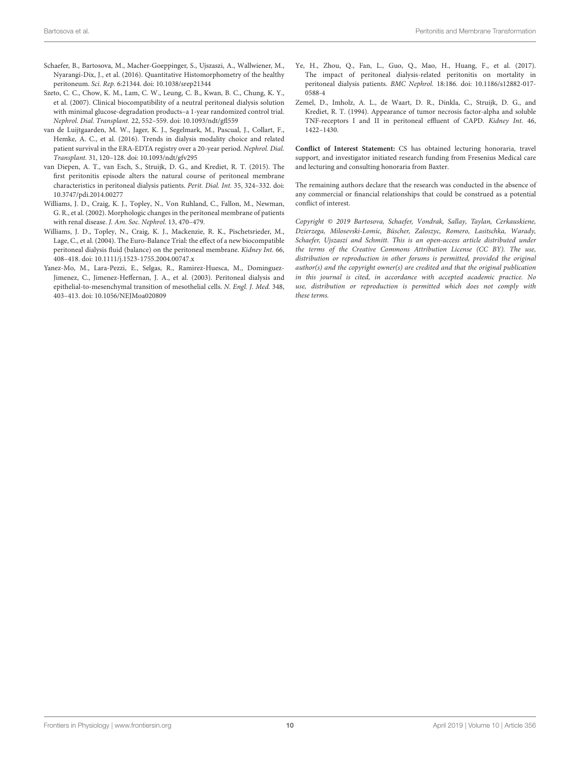Schaefer, B., Bartosova, M., Macher-Goeppinger, S., Ujszaszi, A., Wallwiener, M., Nyarangi-Dix, J., et al. (2016). Quantitative Histomorphometry of the healthy peritoneum. *Sci. Rep.* 6:21344. doi: 10.1038/srep21344

Szeto, C. C., Chow, K. M., Lam, C. W., Leung, C. B., Kwan, B. C., Chung, K. Y., et al. (2007). Clinical biocompatibility of a neutral peritoneal dialysis solution with minimal glucose-degradation products–a 1-year randomized control trial. *Nephrol. Dial. Transplant.* 22, 552–559. doi: 10.1093/ndt/gfl559

van de Luijtgaarden, M. W., Jager, K. J., Segelmark, M., Pascual, J., Collart, F., Hemke, A. C., et al. (2016). Trends in dialysis modality choice and related patient survival in the ERA-EDTA registry over a 20-year period. *Nephrol. Dial. Transplant.* 31, 120–128. doi: 10.1093/ndt/gfv295

van Diepen, A. T., van Esch, S., Struijk, D. G., and Krediet, R. T. (2015). The first peritonitis episode alters the natural course of peritoneal membrane characteristics in peritoneal dialysis patients. *Perit. Dial. Int.* 35, 324–332. doi: 10.3747/pdi.2014.00277

Williams, J. D., Craig, K. J., Topley, N., Von Ruhland, C., Fallon, M., Newman, G. R., et al. (2002). Morphologic changes in the peritoneal membrane of patients with renal disease. *J. Am. Soc. Nephrol.* 13, 470–479.

Williams, J. D., Topley, N., Craig, K. J., Mackenzie, R. K., Pischetsrieder, M., Lage, C., et al. (2004). The Euro-Balance Trial: the effect of a new biocompatible peritoneal dialysis fluid (balance) on the peritoneal membrane. *Kidney Int.* 66, 408–418. doi: 10.1111/j.1523-1755.2004.00747.x

Yanez-Mo, M., Lara-Pezzi, E., Selgas, R., Ramirez-Huesca, M., Dominguez-Jimenez, C., Jimenez-Heffernan, J. A., et al. (2003). Peritoneal dialysis and epithelial-to-mesenchymal transition of mesothelial cells. *N. Engl. J. Med.* 348, 403–413. doi: 10.1056/NEJMoa020809

Ye, H., Zhou, Q., Fan, L., Guo, Q., Mao, H., Huang, F., et al. (2017). The impact of peritoneal dialysis-related peritonitis on mortality in peritoneal dialysis patients. *BMC Nephrol.* 18:186. doi: 10.1186/s12882-017-0588-4

Zemel, D., Imholz, A. L., de Waart, D. R., Dinkla, C., Struijk, D. G., and Krediet, R. T. (1994). Appearance of tumor necrosis factor-alpha and soluble TNF-receptors I and II in peritoneal effluent of CAPD. *Kidney Int.* 46, 1422–1430.

**Conflict of Interest Statement:** CS has obtained lecturing honoraria, travel support, and investigator initiated research funding from Fresenius Medical care and lecturing and consulting honoraria from Baxter.

The remaining authors declare that the research was conducted in the absence of any commercial or financial relationships that could be construed as a potential conflict of interest.

*Copyright © 2019 Bartosova, Schaefer, Vondrak, Sallay, Taylan, Cerkauskiene, Dzierzega, Milosevski-Lomic, Büscher, Zaloszyc, Romero, Lasitschka, Warady, Schaefer, Ujszaszi and Schmitt. This is an open-access article distributed under the terms of the Creative Commons Attribution License (CC BY). The use, distribution or reproduction in other forums is permitted, provided the original author(s) and the copyright owner(s) are credited and that the original publication in this journal is cited, in accordance with accepted academic practice. No use, distribution or reproduction is permitted which does not comply with these terms.*